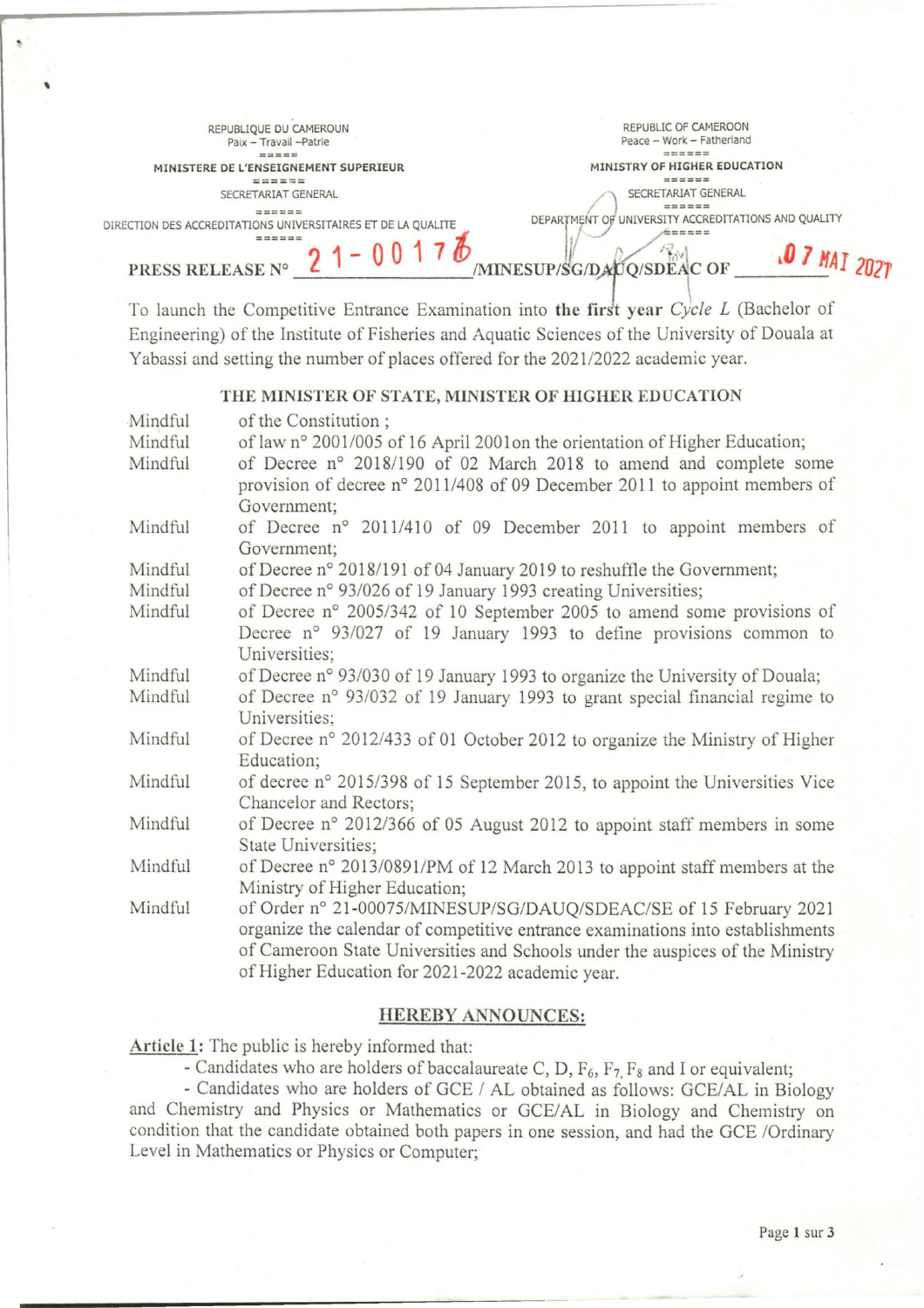REPUBLIQUE DU CAMEROUN
Paix – Travail –Patrie
=====
MINISTERE DE L'ENSEIGNEMENT SUPERIEUR
======
SECRETARIAT GENERAL
======
DIRECTION DES ACCREDITATIONS UNIVERSITAIRES ET DE LA QUALITE
======

REPUBLIC OF CAMEROON
Peace – Work – Fatherland
======
MINISTRY OF HIGHER EDUCATION
======
SECRETARIAT GENERAL
======
DEPARTMENT OF UNIVERSITY ACCREDITATIONS AND QUALITY
======

**PRESS RELEASE N° 21-00176/MINESUP/SG/DAUQ/SDEAC OF 07 MAI 2021**

To launch the Competitive Entrance Examination into **the first year** *Cycle L* (Bachelor of Engineering) of the Institute of Fisheries and Aquatic Sciences of the University of Douala at Yabassi and setting the number of places offered for the 2021/2022 academic year.

**THE MINISTER OF STATE, MINISTER OF HIGHER EDUCATION**

Mindful of the Constitution ;

Mindful of law n° 2001/005 of 16 April 2001on the orientation of Higher Education;

Mindful of Decree n° 2018/190 of 02 March 2018 to amend and complete some provision of decree n° 2011/408 of 09 December 2011 to appoint members of Government;

Mindful of Decree n° 2011/410 of 09 December 2011 to appoint members of Government;

Mindful of Decree n° 2018/191 of 04 January 2019 to reshuffle the Government;

Mindful of Decree n° 93/026 of 19 January 1993 creating Universities;

Mindful of Decree n° 2005/342 of 10 September 2005 to amend some provisions of Decree n° 93/027 of 19 January 1993 to define provisions common to Universities;

Mindful of Decree n° 93/030 of 19 January 1993 to organize the University of Douala;

Mindful of Decree n° 93/032 of 19 January 1993 to grant special financial regime to Universities;

Mindful of Decree n° 2012/433 of 01 October 2012 to organize the Ministry of Higher Education;

Mindful of decree n° 2015/398 of 15 September 2015, to appoint the Universities Vice Chancelor and Rectors;

Mindful of Decree n° 2012/366 of 05 August 2012 to appoint staff members in some State Universities;

Mindful of Decree n° 2013/0891/PM of 12 March 2013 to appoint staff members at the Ministry of Higher Education;

Mindful of Order n° 21-00075/MINESUP/SG/DAUQ/SDEAC/SE of 15 February 2021 organize the calendar of competitive entrance examinations into establishments of Cameroon State Universities and Schools under the auspices of the Ministry of Higher Education for 2021-2022 academic year.

**HEREBY ANNOUNCES:**

**Article 1:** The public is hereby informed that:

- Candidates who are holders of baccalaureate C, D, $F_6$, $F_7$, $F_8$ and I or equivalent;
- Candidates who are holders of GCE / AL obtained as follows: GCE/AL in Biology and Chemistry and Physics or Mathematics or GCE/AL in Biology and Chemistry on condition that the candidate obtained both papers in one session, and had the GCE /Ordinary Level in Mathematics or Physics or Computer;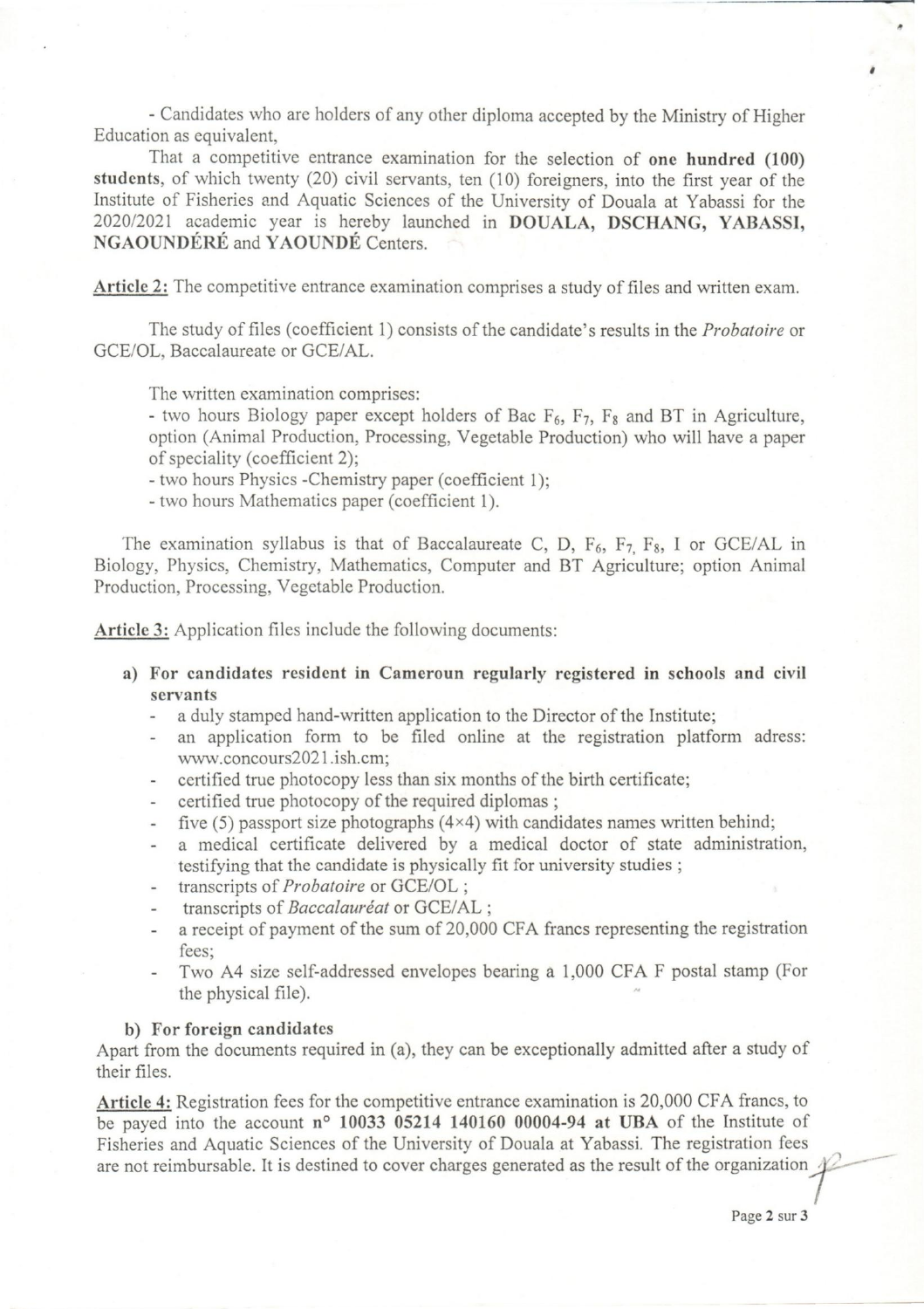- Candidates who are holders of any other diploma accepted by the Ministry of Higher Education as equivalent,

That a competitive entrance examination for the selection of **one hundred (100) students**, of which twenty (20) civil servants, ten (10) foreigners, into the first year of the Institute of Fisheries and Aquatic Sciences of the University of Douala at Yabassi for the 2020/2021 academic year is hereby launched in **DOUALA, DSCHANG, YABASSI, NGAOUNDÉRÉ** and **YAOUNDÉ** Centers.

**Article 2:** The competitive entrance examination comprises a study of files and written exam.

The study of files (coefficient 1) consists of the candidate's results in the *Probatoire* or GCE/OL, Baccalaureate or GCE/AL.

The written examination comprises:
- two hours Biology paper except holders of Bac $F_6$, $F_7$, $F_8$ and BT in Agriculture, option (Animal Production, Processing, Vegetable Production) who will have a paper of speciality (coefficient 2);
- two hours Physics -Chemistry paper (coefficient 1);
- two hours Mathematics paper (coefficient 1).

The examination syllabus is that of Baccalaureate C, D, $F_6$, $F_7$, $F_8$, I or GCE/AL in Biology, Physics, Chemistry, Mathematics, Computer and BT Agriculture; option Animal Production, Processing, Vegetable Production.

**Article 3:** Application files include the following documents:

**a) For candidates resident in Cameroun regularly registered in schools and civil servants**
- a duly stamped hand-written application to the Director of the Institute;
- an application form to be filed online at the registration platform adress: www.concours2021.ish.cm;
- certified true photocopy less than six months of the birth certificate;
- certified true photocopy of the required diplomas ;
- five (5) passport size photographs (4×4) with candidates names written behind;
- a medical certificate delivered by a medical doctor of state administration, testifying that the candidate is physically fit for university studies ;
- transcripts of *Probatoire* or GCE/OL ;
- transcripts of *Baccalauréat* or GCE/AL ;
- a receipt of payment of the sum of 20,000 CFA francs representing the registration fees;
- Two A4 size self-addressed envelopes bearing a 1,000 CFA F postal stamp (For the physical file).

**b) For foreign candidates**

Apart from the documents required in (a), they can be exceptionally admitted after a study of their files.

**Article 4:** Registration fees for the competitive entrance examination is 20,000 CFA francs, to be payed into the account **n° 10033 05214 140160 00004-94 at UBA** of the Institute of Fisheries and Aquatic Sciences of the University of Douala at Yabassi. The registration fees are not reimbursable. It is destined to cover charges generated as the result of the organization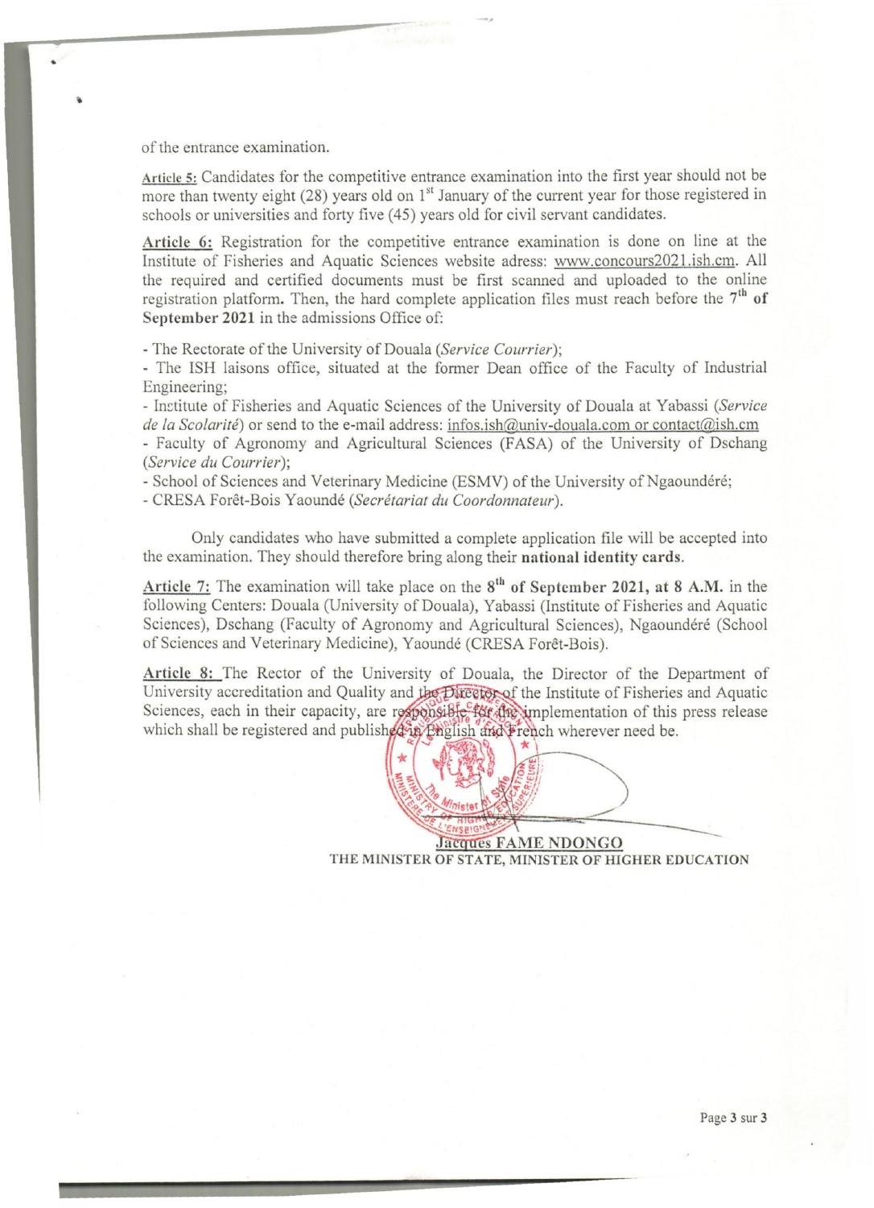of the entrance examination.

**Article 5:** Candidates for the competitive entrance examination into the first year should not be more than twenty eight (28) years old on 1st January of the current year for those registered in schools or universities and forty five (45) years old for civil servant candidates.

**Article 6:** Registration for the competitive entrance examination is done on line at the Institute of Fisheries and Aquatic Sciences website adress: www.concours2021.ish.cm. All the required and certified documents must be first scanned and uploaded to the online registration platform. Then, the hard complete application files must reach before the **7th of September 2021** in the admissions Office of:

- The Rectorate of the University of Douala (*Service Courrier*);
- The ISH laisons office, situated at the former Dean office of the Faculty of Industrial Engineering;
- Institute of Fisheries and Aquatic Sciences of the University of Douala at Yabassi (*Service de la Scolarité*) or send to the e-mail address: infos.ish@univ-douala.com or contact@ish.cm
- Faculty of Agronomy and Agricultural Sciences (FASA) of the University of Dschang (*Service du Courrier*);
- School of Sciences and Veterinary Medicine (ESMV) of the University of Ngaoundéré;
- CRESA Forêt-Bois Yaoundé (*Secrétariat du Coordonnateur*).

Only candidates who have submitted a complete application file will be accepted into the examination. They should therefore bring along their **national identity cards**.

**Article 7:** The examination will take place on the **8th of September 2021, at 8 A.M.** in the following Centers: Douala (University of Douala), Yabassi (Institute of Fisheries and Aquatic Sciences), Dschang (Faculty of Agronomy and Agricultural Sciences), Ngaoundéré (School of Sciences and Veterinary Medicine), Yaoundé (CRESA Forêt-Bois).

**Article 8:** The Rector of the University of Douala, the Director of the Department of University accreditation and Quality and the Director of the Institute of Fisheries and Aquatic Sciences, each in their capacity, are responsible for the implementation of this press release which shall be registered and published in English and French wherever need be.

**Jacques FAME NDONGO**

**THE MINISTER OF STATE, MINISTER OF HIGHER EDUCATION**